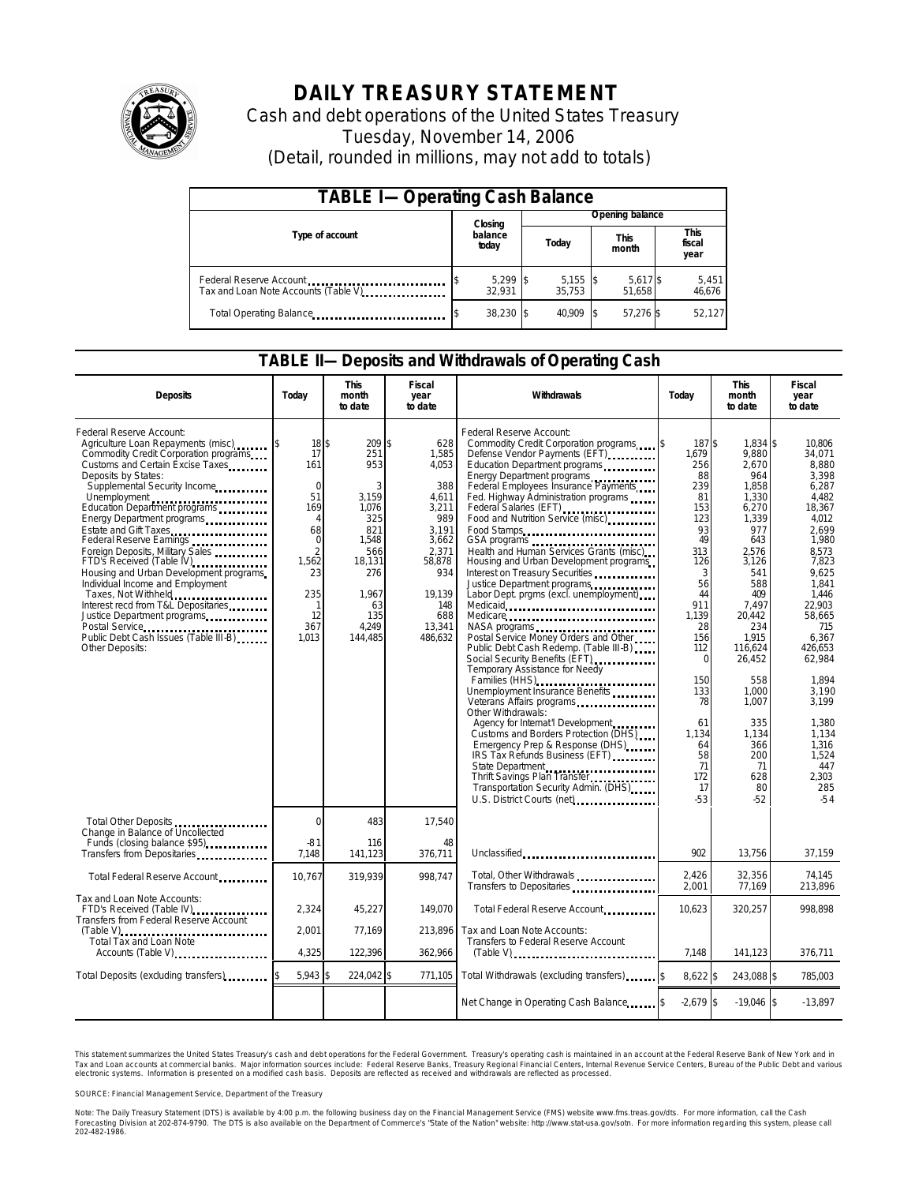# DAILY TREASURY STATEMENT

Cash and debt operations of the United States Treasury

Tuesday, November 14, 2006

(Detail, rounded in millions, may not add to totals)

| TABLE I— Operating Cash Balance | | | | |
|---|---|---|---|---|
| Type of account | Closing balance today | Opening balance | | |
| | | Today | This month | This fiscal year |
| Federal Reserve Account | $ 5,299 | $ 5,155 | $ 5,617 | $ 5,451 |
| Tax and Loan Note Accounts (Table V) | 32,931 | 35,753 | 51,658 | 46,676 |
| Total Operating Balance | $ 38,230 | $ 40,909 | $ 57,276 | $ 52,127 |

## TABLE II— Deposits and Withdrawals of Operating Cash

| Deposits | Today | This month to date | Fiscal year to date | Withdrawals | Today | This month to date | Fiscal year to date |
|---|---|---|---|---|---|---|---|
| Federal Reserve Account: | | | | Federal Reserve Account: | | | |
| Agriculture Loan Repayments (misc) | $ 18 | $ 209 | $ 628 | Commodity Credit Corporation programs | $ 187 | $ 1,834 | $ 10,806 |
| Commodity Credit Corporation programs | 17 | 251 | 1,585 | Defense Vendor Payments (EFT) | 1,679 | 9,880 | 34,071 |
| Customs and Certain Excise Taxes | 161 | 953 | 4,053 | Education Department programs | 256 | 2,670 | 8,880 |
| Deposits by States: | | | | Energy Department programs | 88 | 964 | 3,398 |
| Supplemental Security Income | 0 | 3 | 388 | Federal Employees Insurance Payments | 239 | 1,858 | 6,287 |
| Unemployment | 51 | 3,159 | 4,611 | Fed. Highway Administration programs | 81 | 1,330 | 4,482 |
| Education Department programs | 169 | 1,076 | 3,211 | Federal Salaries (EFT) | 153 | 6,270 | 18,367 |
| Energy Department programs | 4 | 325 | 989 | Food and Nutrition Service (misc) | 123 | 1,339 | 4,012 |
| Estate and Gift Taxes | 68 | 821 | 3,191 | Food Stamps | 93 | 977 | 2,699 |
| Federal Reserve Earnings | 0 | 1,548 | 3,662 | GSA programs | 49 | 643 | 1,980 |
| Foreign Deposits, Military Sales | 2 | 566 | 2,371 | Health and Human Services Grants (misc) | 313 | 2,576 | 8,573 |
| FTD's Received (Table IV) | 1,562 | 18,131 | 58,878 | Housing and Urban Development programs | 126 | 3,126 | 7,823 |
| Housing and Urban Development programs | 23 | 276 | 934 | Interest on Treasury Securities | 3 | 541 | 9,625 |
| Individual Income and Employment | | | | Justice Department programs | 56 | 588 | 1,841 |
| Taxes, Not Withheld | 235 | 1,967 | 19,139 | Labor Dept. prgms (excl. unemployment) | 44 | 409 | 1,446 |
| Interest recd from T&L Depositaries | 1 | 63 | 148 | Medicaid | 911 | 7,497 | 22,903 |
| Justice Department programs | 12 | 135 | 688 | Medicare | 1,139 | 20,442 | 58,665 |
| Postal Service | 367 | 4,249 | 13,341 | NASA programs | 28 | 234 | 715 |
| Public Debt Cash Issues (Table III-B) | 1,013 | 144,485 | 486,632 | Postal Service Money Orders and Other | 156 | 1,915 | 6,367 |
| Other Deposits: | | | | Public Debt Cash Redemp. (Table III-B) | 112 | 116,624 | 426,653 |
| | | | | Social Security Benefits (EFT) | 0 | 26,452 | 62,984 |
| | | | | Temporary Assistance for Needy Families (HHS) | 150 | 558 | 1,894 |
| | | | | Unemployment Insurance Benefits | 133 | 1,000 | 3,190 |
| | | | | Veterans Affairs programs | 78 | 1,007 | 3,199 |
| | | | | Other Withdrawals: | | | |
| | | | | Agency for Internat'l Development | 61 | 335 | 1,380 |
| | | | | Customs and Borders Protection (DHS) | 1,134 | 1,134 | 1,134 |
| | | | | Emergency Prep & Response (DHS) | 64 | 366 | 1,316 |
| | | | | IRS Tax Refunds Business (EFT) | 58 | 200 | 1,524 |
| | | | | State Department | 71 | 71 | 447 |
| | | | | Thrift Savings Plan Transfer | 172 | 628 | 2,303 |
| | | | | Transportation Security Admin. (DHS) | 17 | 80 | 285 |
| | | | | U.S. District Courts (net) | -53 | -52 | -54 |
| Total Other Deposits | 0 | 483 | 17,540 | | | | |
| Change in Balance of Uncollected Funds (closing balance $95) | -81 | 116 | 48 | | | | |
| Transfers from Depositaries | 7,148 | 141,123 | 376,711 | Unclassified | 902 | 13,756 | 37,159 |
| Total Federal Reserve Account | 10,767 | 319,939 | 998,747 | Total, Other Withdrawals | 2,426 | 32,356 | 74,145 |
| | | | | Transfers to Depositaries | 2,001 | 77,169 | 213,896 |
| Tax and Loan Note Accounts: | | | | Total Federal Reserve Account | 10,623 | 320,257 | 998,898 |
| FTD's Received (Table IV) | 2,324 | 45,227 | 149,070 | | | | |
| Transfers from Federal Reserve Account (Table V) | 2,001 | 77,169 | 213,896 | Tax and Loan Note Accounts: | | | |
| Total Tax and Loan Note Accounts (Table V) | 4,325 | 122,396 | 362,966 | Transfers to Federal Reserve Account (Table V) | 7,148 | 141,123 | 376,711 |
| Total Deposits (excluding transfers) | $ 5,943 | $ 224,042 | $ 771,105 | Total Withdrawals (excluding transfers) | $ 8,622 | $ 243,088 | $ 785,003 |
| | | | | Net Change in Operating Cash Balance | $ -2,679 | $ -19,046 | $ -13,897 |

This statement summarizes the United States Treasury's cash and debt operations for the Federal Government. Treasury's operating cash is maintained in an account at the Federal Reserve Bank of New York and in Tax and Loan accounts at commercial banks. Major information sources include: Federal Reserve Banks, Treasury Regional Financial Centers, Internal Revenue Service Centers, Bureau of the Public Debt and various electronic systems. Information is presented on a modified cash basis. Deposits are reflected as received and withdrawals are reflected as processed.

SOURCE: Financial Management Service, Department of the Treasury

Note: The Daily Treasury Statement (DTS) is available by 4:00 p.m. the following business day on the Financial Management Service (FMS) website www.fms.treas.gov/dts. For more information, call the Cash Forecasting Division at 202-874-9790. The DTS is also available on the Department of Commerce's "State of the Nation" website: http://www.stat-usa.gov/sotn. For more information regarding this system, please call 202-482-1986.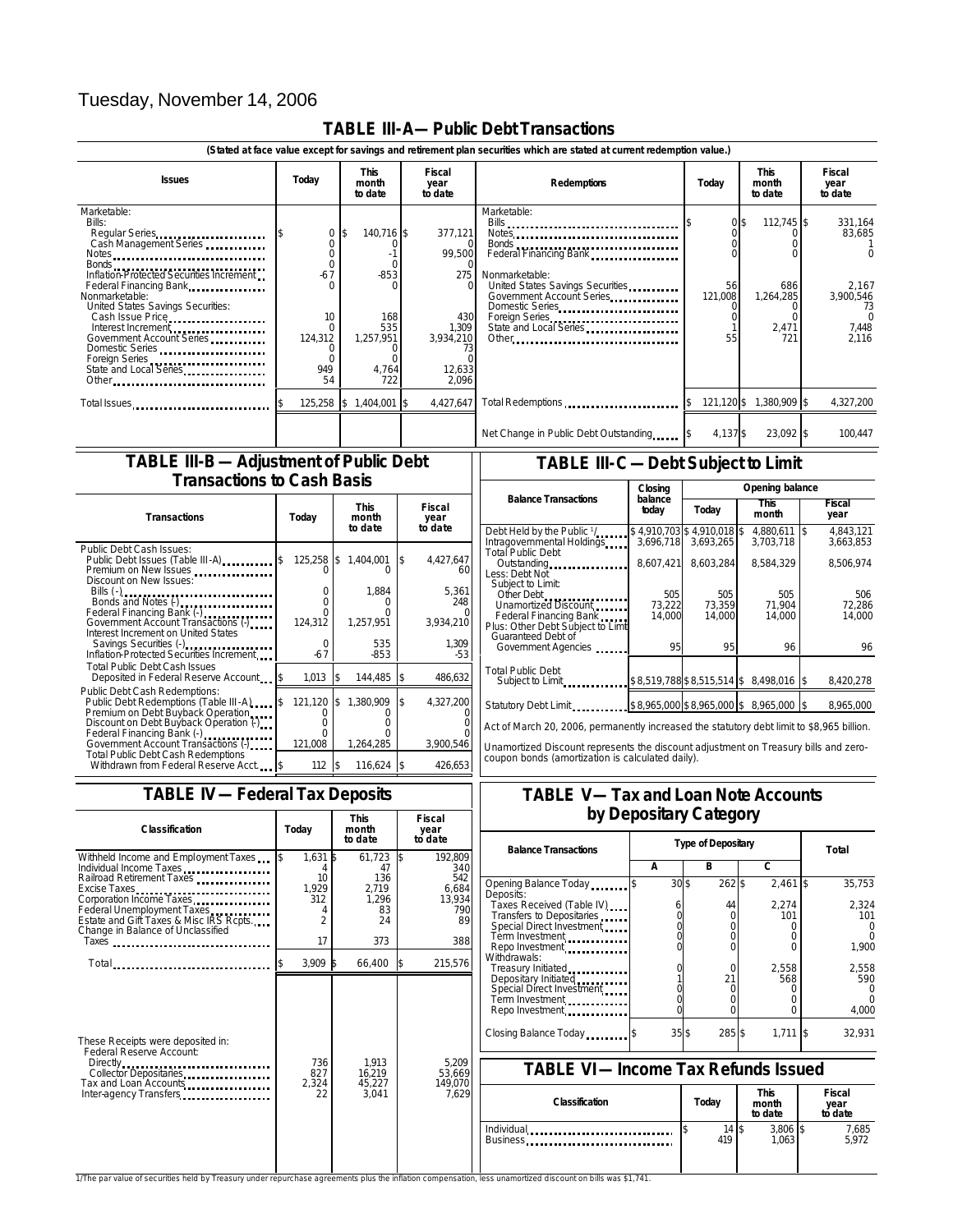Tuesday, November 14, 2006

## TABLE III-A — Public Debt Transactions

(Stated at face value except for savings and retirement plan securities which are stated at current redemption value.)

| Issues | Today | This month to date | Fiscal year to date | Redemptions | Today | This month to date | Fiscal year to date |
|---|---|---|---|---|---|---|---|
| Marketable: | | | | Marketable: | | | |
| Bills: | | | | Bills | $ 0 | $ 112,745 | $ 331,164 |
| Regular Series | $ 0 | $ 140,716 | $ 377,121 | Notes | 0 | 0 | 83,685 |
| Cash Management Series | 0 | 0 | 0 | Bonds | 0 | 0 | 1 |
| Notes | 0 | -1 | 99,500 | Federal Financing Bank | 0 | 0 | 0 |
| Bonds | 0 | 0 | 0 | | | | |
| Inflation-Protected Securities Increment | -67 | -853 | 275 | Nonmarketable: | | | |
| Federal Financing Bank | 0 | 0 | 0 | United States Savings Securities | 56 | 686 | 2,167 |
| Nonmarketable: | | | | Government Account Series | 121,008 | 1,264,285 | 3,900,546 |
| United States Savings Securities: | | | | Domestic Series | 0 | 0 | 73 |
| Cash Issue Price | 10 | 168 | 430 | Foreign Series | 0 | 0 | 0 |
| Interest Increment | 0 | 535 | 1,309 | State and Local Series | 1 | 2,471 | 7,448 |
| Government Account Series | 124,312 | 1,257,951 | 3,934,210 | Other | 55 | 721 | 2,116 |
| Domestic Series | 0 | 0 | 73 | | | | |
| Foreign Series | 0 | 0 | 0 | | | | |
| State and Local Series | 949 | 4,764 | 12,633 | | | | |
| Other | 54 | 722 | 2,096 | | | | |
| Total Issues | $ 125,258 | $ 1,404,001 | $ 4,427,647 | Total Redemptions | $ 121,120 | $ 1,380,909 | $ 4,327,200 |
| | | | | Net Change in Public Debt Outstanding | $ 4,137 | $ 23,092 | $ 100,447 |

## TABLE III-B — Adjustment of Public Debt Transactions to Cash Basis

| Transactions | Today | This month to date | Fiscal year to date |
|---|---|---|---|
| Public Debt Cash Issues: | | | |
| Public Debt Issues (Table III-A) | $ 125,258 | $ 1,404,001 | $ 4,427,647 |
| Premium on New Issues | 0 | 0 | 60 |
| Discount on New Issues: | | | |
| Bills (-) | 0 | 1,884 | 5,361 |
| Bonds and Notes (-) | 0 | 0 | 248 |
| Federal Financing Bank (-) | 0 | 0 | 0 |
| Government Account Transactions (-) | 124,312 | 1,257,951 | 3,934,210 |
| Interest Increment on United States Savings Securities (-) | 0 | 535 | 1,309 |
| Inflation-Protected Securities Increment | -67 | -853 | -53 |
| Total Public Debt Cash Issues Deposited in Federal Reserve Account | $ 1,013 | $ 144,485 | $ 486,632 |
| Public Debt Cash Redemptions: | | | |
| Public Debt Redemptions (Table III-A) | $ 121,120 | $ 1,380,909 | $ 4,327,200 |
| Premium on Debt Buyback Operation | 0 | 0 | 0 |
| Discount on Debt Buyback Operation (-) | 0 | 0 | 0 |
| Federal Financing Bank (-) | 0 | 0 | 0 |
| Government Account Transactions (-) | 121,008 | 1,264,285 | 3,900,546 |
| Total Public Debt Cash Redemptions Withdrawn from Federal Reserve Acct. | $ 112 | $ 116,624 | $ 426,653 |

## TABLE III-C — Debt Subject to Limit

| Balance Transactions | Closing balance today | Opening balance Today | Opening balance This month | Opening balance Fiscal year |
|---|---|---|---|---|
| Debt Held by the Public [1] | $ 4,910,703 | $ 4,910,018 | $ 4,880,611 | $ 4,843,121 |
| Intragovernmental Holdings | 3,696,718 | 3,693,265 | 3,703,718 | 3,663,853 |
| Total Public Debt Outstanding | 8,607,421 | 8,603,284 | 8,584,329 | 8,506,974 |
| Less: Debt Not Subject to Limit: | | | | |
| Other Debt | 505 | 505 | 505 | 506 |
| Unamortized Discount | 73,222 | 73,359 | 71,904 | 72,286 |
| Federal Financing Bank | 14,000 | 14,000 | 14,000 | 14,000 |
| Plus: Other Debt Subject to Limit Guaranteed Debt of Government Agencies | 95 | 95 | 96 | 96 |
| Total Public Debt Subject to Limit | $ 8,519,788 | $ 8,515,514 | $ 8,498,016 | $ 8,420,278 |
| Statutory Debt Limit | $ 8,965,000 | $ 8,965,000 | $ 8,965,000 | $ 8,965,000 |

Act of March 20, 2006, permanently increased the statutory debt limit to $8,965 billion.

Unamortized Discount represents the discount adjustment on Treasury bills and zero-coupon bonds (amortization is calculated daily).

## TABLE IV — Federal Tax Deposits

| Classification | Today | This month to date | Fiscal year to date |
|---|---|---|---|
| Withheld Income and Employment Taxes | $ 1,631 | $ 61,723 | $ 192,809 |
| Individual Income Taxes | 4 | 47 | 340 |
| Railroad Retirement Taxes | 10 | 136 | 542 |
| Excise Taxes | 1,929 | 2,719 | 6,684 |
| Corporation Income Taxes | 312 | 1,296 | 13,934 |
| Federal Unemployment Taxes | 4 | 83 | 790 |
| Estate and Gift Taxes & Misc IRS Rcpts. | 2 | 24 | 89 |
| Change in Balance of Unclassified Taxes | 17 | 373 | 388 |
| Total | $ 3,909 | $ 66,400 | $ 215,576 |
| These Receipts were deposited in: | | | |
| Federal Reserve Account: | | | |
| Directly | 736 | 1,913 | 5,209 |
| Collector Depositaries | 827 | 16,219 | 53,669 |
| Tax and Loan Accounts | 2,324 | 45,227 | 149,070 |
| Inter-agency Transfers | 22 | 3,041 | 7,629 |

## TABLE V — Tax and Loan Note Accounts by Depositary Category

| Balance Transactions | Type of Depositary A | Type of Depositary B | Type of Depositary C | Total |
|---|---|---|---|---|
| Opening Balance Today | $ 30 | $ 262 | $ 2,461 | $ 35,753 |
| Deposits: | | | | |
| Taxes Received (Table IV) | 6 | 44 | 2,274 | 2,324 |
| Transfers to Depositaries | 0 | 0 | 101 | 101 |
| Special Direct Investment | 0 | 0 | 0 | 0 |
| Term Investment | 0 | 0 | 0 | 0 |
| Repo Investment | 0 | 0 | 0 | 1,900 |
| Withdrawals: | | | | |
| Treasury Initiated | 0 | 0 | 2,558 | 2,558 |
| Depositary Initiated | 1 | 21 | 568 | 590 |
| Special Direct Investment | 0 | 0 | 0 | 0 |
| Term Investment | 0 | 0 | 0 | 0 |
| Repo Investment | 0 | 0 | 0 | 4,000 |
| Closing Balance Today | $ 35 | $ 285 | $ 1,711 | $ 32,931 |

## TABLE VI — Income Tax Refunds Issued

| Classification | Today | This month to date | Fiscal year to date |
|---|---|---|---|
| Individual | $ 14 | $ 3,806 | $ 7,685 |
| Business | 419 | 1,063 | 5,972 |

1/The par value of securities held by Treasury under repurchase agreements plus the inflation compensation, less unamortized discount on bills was $1,741.